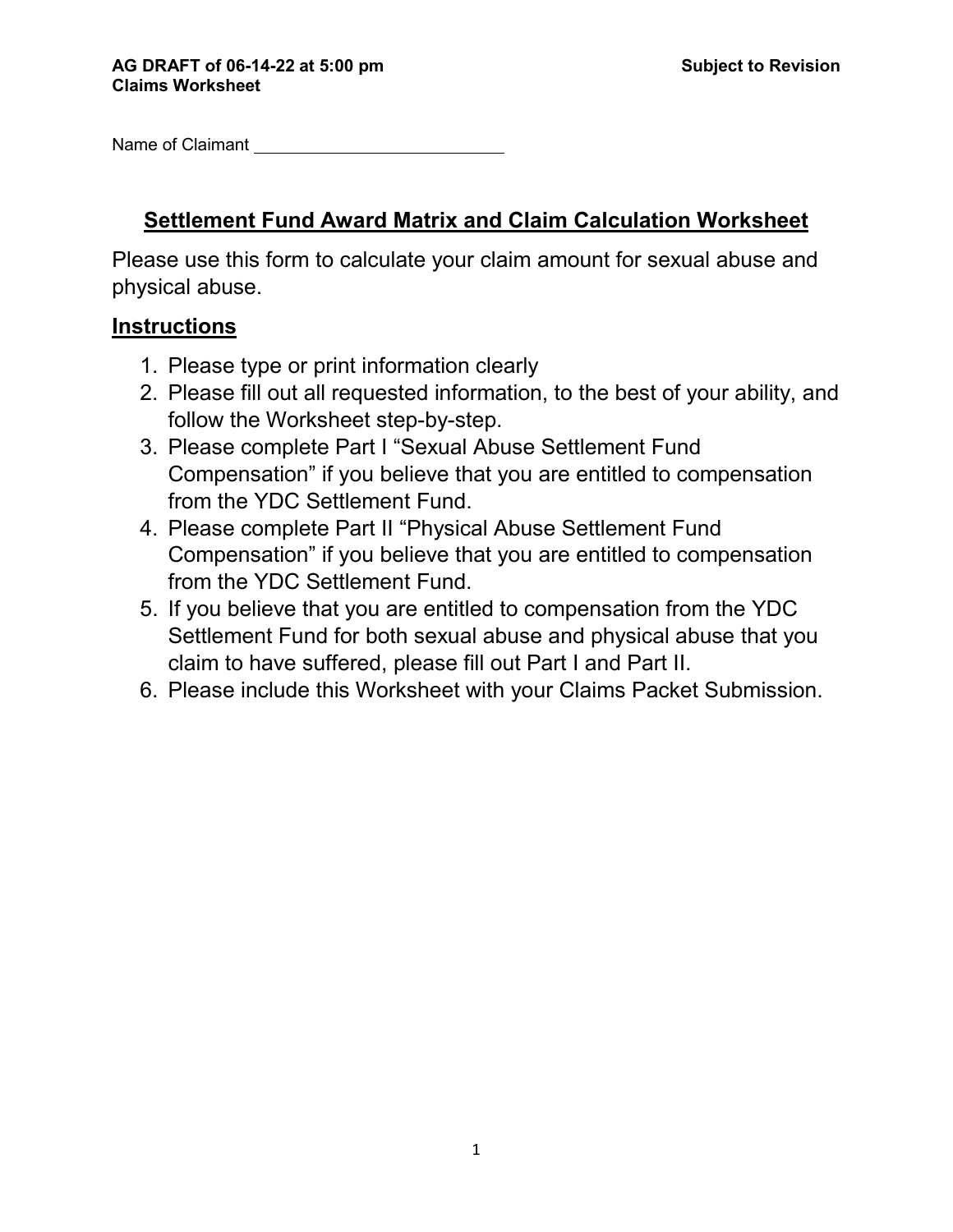**AG DRAFT of 06-14-22 at 5:00 pm** **Subject to Revision**
**Claims Worksheet**

Name of Claimant ____________________________

## Settlement Fund Award Matrix and Claim Calculation Worksheet

Please use this form to calculate your claim amount for sexual abuse and physical abuse.

## Instructions

1. Please type or print information clearly
2. Please fill out all requested information, to the best of your ability, and follow the Worksheet step-by-step.
3. Please complete Part I "Sexual Abuse Settlement Fund Compensation" if you believe that you are entitled to compensation from the YDC Settlement Fund.
4. Please complete Part II "Physical Abuse Settlement Fund Compensation" if you believe that you are entitled to compensation from the YDC Settlement Fund.
5. If you believe that you are entitled to compensation from the YDC Settlement Fund for both sexual abuse and physical abuse that you claim to have suffered, please fill out Part I and Part II.
6. Please include this Worksheet with your Claims Packet Submission.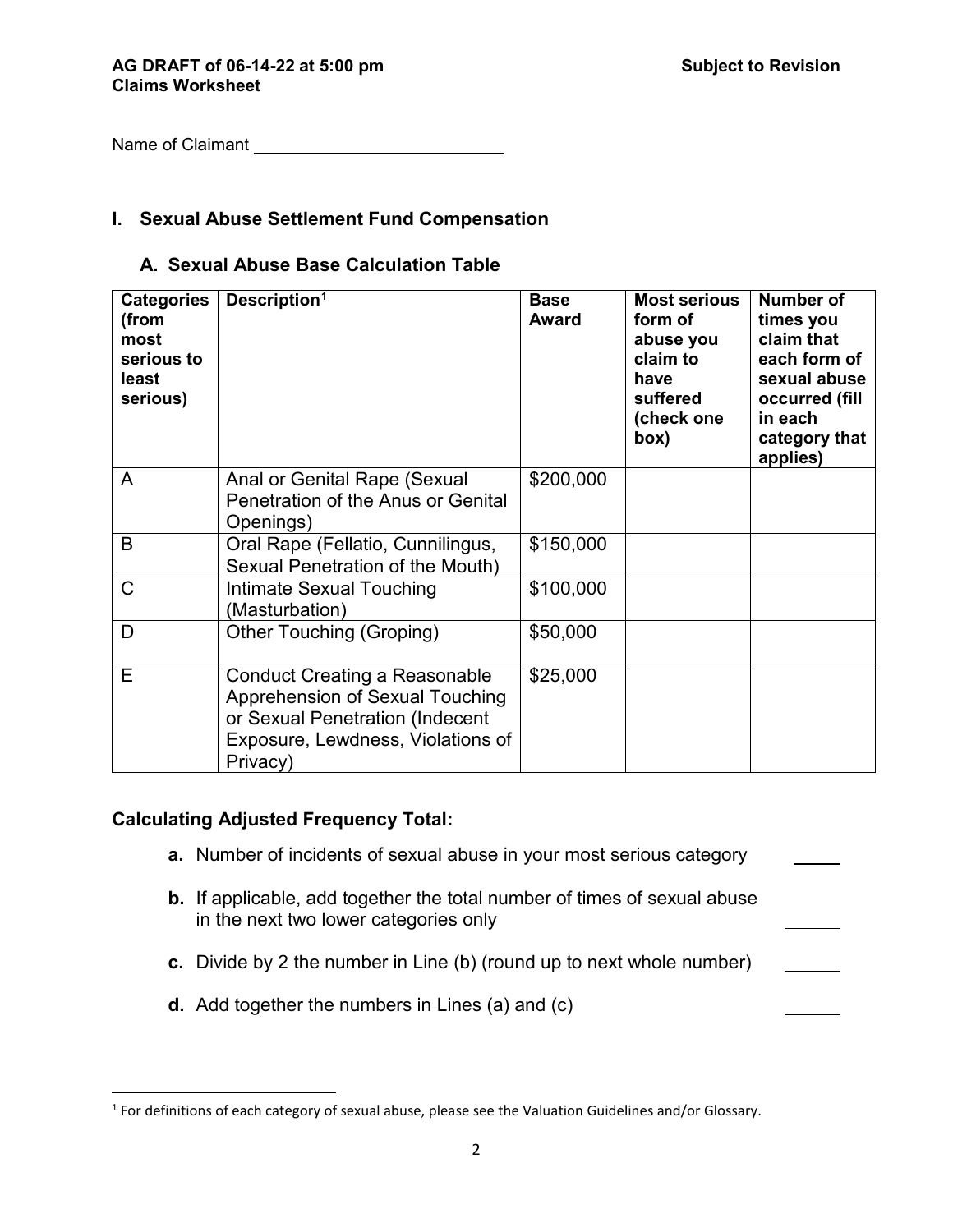**AG DRAFT of 06-14-22 at 5:00 pm** **Subject to Revision**
**Claims Worksheet**

Name of Claimant ____________________________

## I. Sexual Abuse Settlement Fund Compensation

### A. Sexual Abuse Base Calculation Table

| Categories (from most serious to least serious) | Description[1] | Base Award | Most serious form of abuse you claim to have suffered (check one box) | Number of times you claim that each form of sexual abuse occurred (fill in each category that applies) |
|---|---|---|---|---|
| A | Anal or Genital Rape (Sexual Penetration of the Anus or Genital Openings) | $200,000 | | |
| B | Oral Rape (Fellatio, Cunnilingus, Sexual Penetration of the Mouth) | $150,000 | | |
| C | Intimate Sexual Touching (Masturbation) | $100,000 | | |
| D | Other Touching (Groping) | $50,000 | | |
| E | Conduct Creating a Reasonable Apprehension of Sexual Touching or Sexual Penetration (Indecent Exposure, Lewdness, Violations of Privacy) | $25,000 | | |

**Calculating Adjusted Frequency Total:**

- **a.** Number of incidents of sexual abuse in your most serious category _____
- **b.** If applicable, add together the total number of times of sexual abuse in the next two lower categories only _____
- **c.** Divide by 2 the number in Line (b) (round up to next whole number) _____
- **d.** Add together the numbers in Lines (a) and (c) _____

---

[1] For definitions of each category of sexual abuse, please see the Valuation Guidelines and/or Glossary.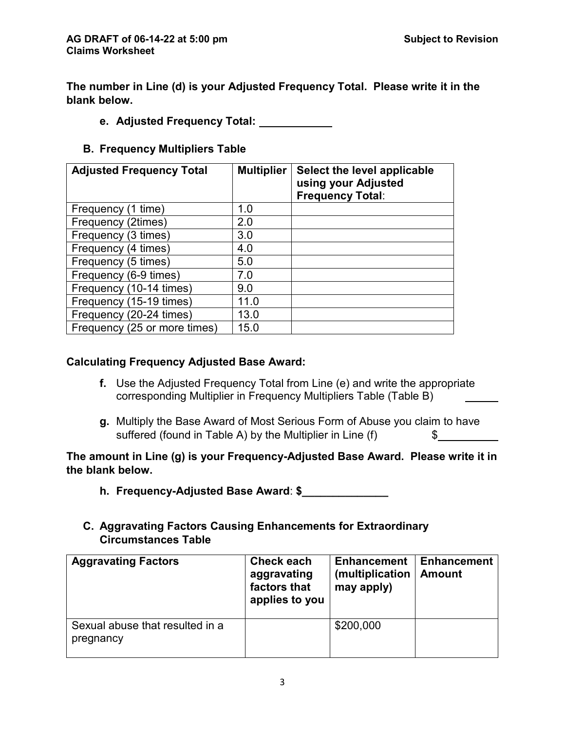**The number in Line (d) is your Adjusted Frequency Total. Please write it in the blank below.**

**e. Adjusted Frequency Total: ____________**

### B. Frequency Multipliers Table

| Adjusted Frequency Total | Multiplier | Select the level applicable using your Adjusted Frequency Total: |
|---|---|---|
| Frequency (1 time) | 1.0 | |
| Frequency (2times) | 2.0 | |
| Frequency (3 times) | 3.0 | |
| Frequency (4 times) | 4.0 | |
| Frequency (5 times) | 5.0 | |
| Frequency (6-9 times) | 7.0 | |
| Frequency (10-14 times) | 9.0 | |
| Frequency (15-19 times) | 11.0 | |
| Frequency (20-24 times) | 13.0 | |
| Frequency (25 or more times) | 15.0 | |

**Calculating Frequency Adjusted Base Award:**

**f.** Use the Adjusted Frequency Total from Line (e) and write the appropriate corresponding Multiplier in Frequency Multipliers Table (Table B) ______

**g.** Multiply the Base Award of Most Serious Form of Abuse you claim to have suffered (found in Table A) by the Multiplier in Line (f) $__________

**The amount in Line (g) is your Frequency-Adjusted Base Award. Please write it in the blank below.**

**h. Frequency-Adjusted Base Award: $______________**

### C. Aggravating Factors Causing Enhancements for Extraordinary Circumstances Table

| Aggravating Factors | Check each aggravating factors that applies to you | Enhancement (multiplication may apply) | Enhancement Amount |
|---|---|---|---|
| Sexual abuse that resulted in a pregnancy | | $200,000 | |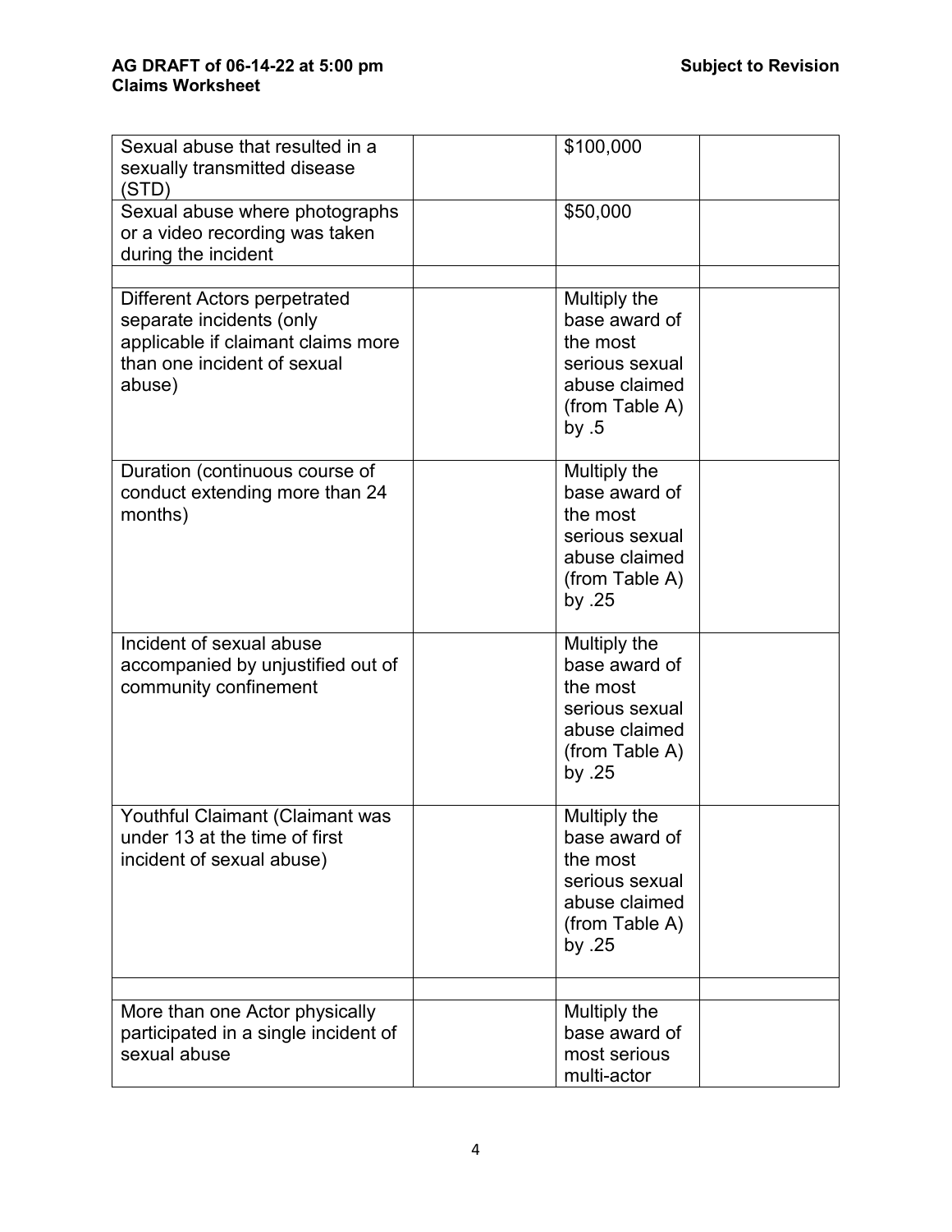| | | | |
|---|---|---|---|
| Sexual abuse that resulted in a sexually transmitted disease (STD) | | $100,000 | |
| Sexual abuse where photographs or a video recording was taken during the incident | | $50,000 | |
| | | | |
| Different Actors perpetrated separate incidents (only applicable if claimant claims more than one incident of sexual abuse) | | Multiply the base award of the most serious sexual abuse claimed (from Table A) by .5 | |
| Duration (continuous course of conduct extending more than 24 months) | | Multiply the base award of the most serious sexual abuse claimed (from Table A) by .25 | |
| Incident of sexual abuse accompanied by unjustified out of community confinement | | Multiply the base award of the most serious sexual abuse claimed (from Table A) by .25 | |
| Youthful Claimant (Claimant was under 13 at the time of first incident of sexual abuse) | | Multiply the base award of the most serious sexual abuse claimed (from Table A) by .25 | |
| | | | |
| More than one Actor physically participated in a single incident of sexual abuse | | Multiply the base award of most serious multi-actor | |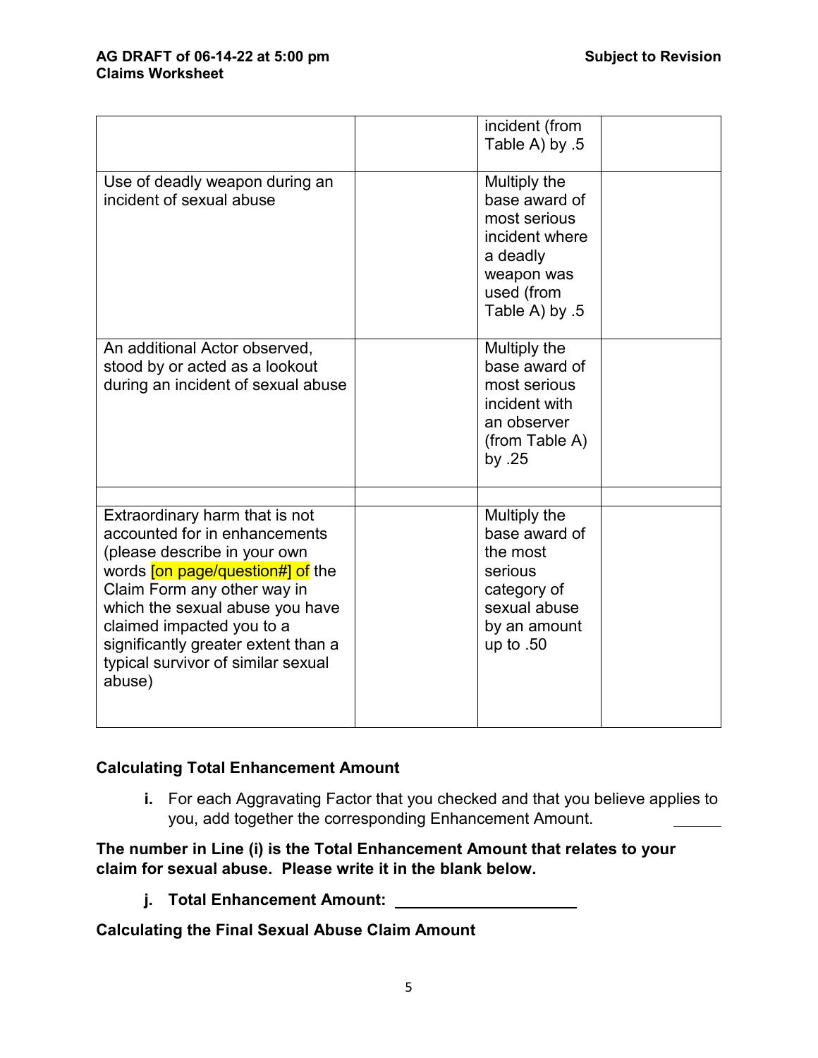| | | | |
|---|---|---|---|
| | | incident (from Table A) by .5 | |
| Use of deadly weapon during an incident of sexual abuse | | Multiply the base award of most serious incident where a deadly weapon was used (from Table A) by .5 | |
| An additional Actor observed, stood by or acted as a lookout during an incident of sexual abuse | | Multiply the base award of most serious incident with an observer (from Table A) by .25 | |
| | | | |
| Extraordinary harm that is not accounted for in enhancements (please describe in your own words [on page/question#] of the Claim Form any other way in which the sexual abuse you have claimed impacted you to a significantly greater extent than a typical survivor of similar sexual abuse) | | Multiply the base award of the most serious category of sexual abuse by an amount up to .50 | |

**Calculating Total Enhancement Amount**

**i.** For each Aggravating Factor that you checked and that you believe applies to you, add together the corresponding Enhancement Amount. ______

**The number in Line (i) is the Total Enhancement Amount that relates to your claim for sexual abuse. Please write it in the blank below.**

**j. Total Enhancement Amount: ____________________**

**Calculating the Final Sexual Abuse Claim Amount**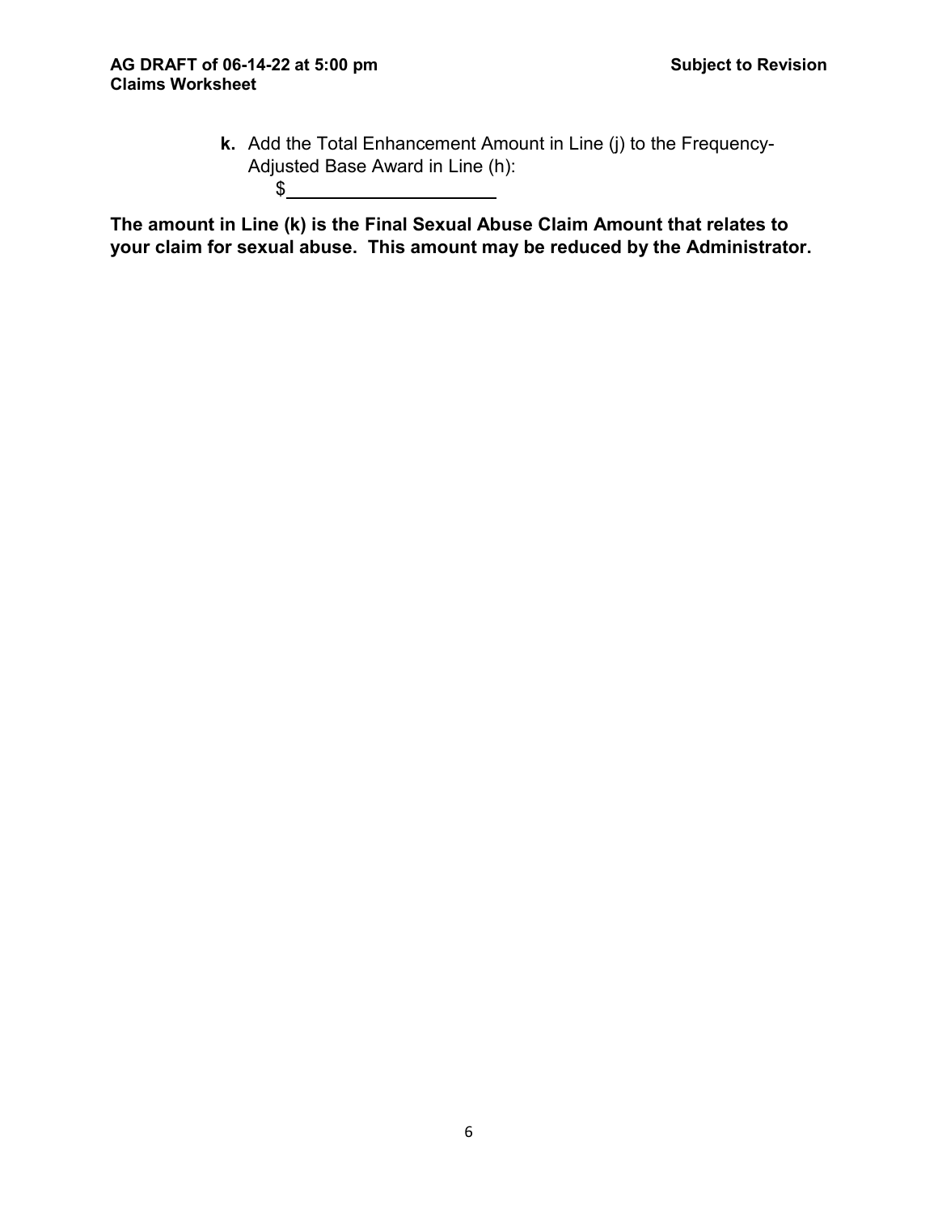**k.** Add the Total Enhancement Amount in Line (j) to the Frequency-Adjusted Base Award in Line (h):

$\_\_\_\_\_\_\_\_\_\_\_\_\_\_\_\_\_\_\_\_

**The amount in Line (k) is the Final Sexual Abuse Claim Amount that relates to your claim for sexual abuse. This amount may be reduced by the Administrator.**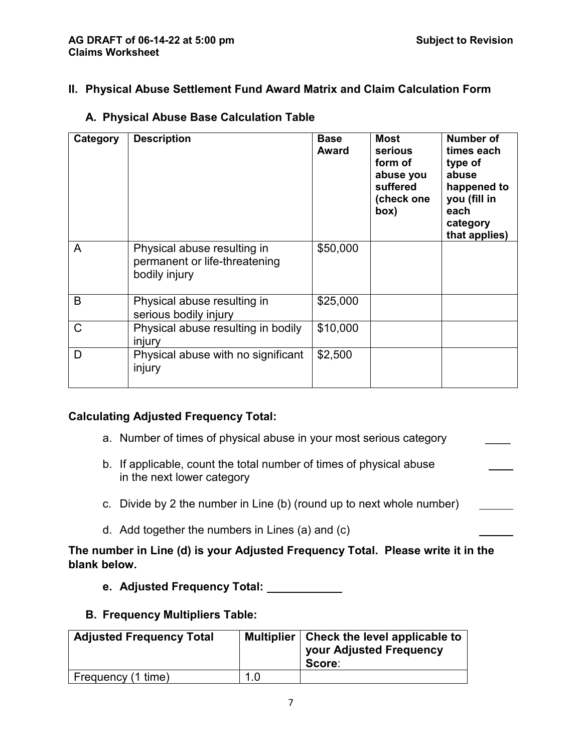## II. Physical Abuse Settlement Fund Award Matrix and Claim Calculation Form

### A. Physical Abuse Base Calculation Table

| Category | Description | Base Award | Most serious form of abuse you suffered (check one box) | Number of times each type of abuse happened to you (fill in each category that applies) |
|---|---|---|---|---|
| A | Physical abuse resulting in permanent or life-threatening bodily injury | $50,000 | | |
| B | Physical abuse resulting in serious bodily injury | $25,000 | | |
| C | Physical abuse resulting in bodily injury | $10,000 | | |
| D | Physical abuse with no significant injury | $2,500 | | |

**Calculating Adjusted Frequency Total:**

a. Number of times of physical abuse in your most serious category \_\_\_\_

b. If applicable, count the total number of times of physical abuse in the next lower category \_\_\_\_

c. Divide by 2 the number in Line (b) (round up to next whole number) \_\_\_\_\_

d. Add together the numbers in Lines (a) and (c) \_\_\_\_\_

**The number in Line (d) is your Adjusted Frequency Total. Please write it in the blank below.**

**e. Adjusted Frequency Total: \_\_\_\_\_\_\_\_\_\_\_**

### B. Frequency Multipliers Table:

| Adjusted Frequency Total | Multiplier | Check the level applicable to your Adjusted Frequency Score: |
|---|---|---|
| Frequency (1 time) | 1.0 | |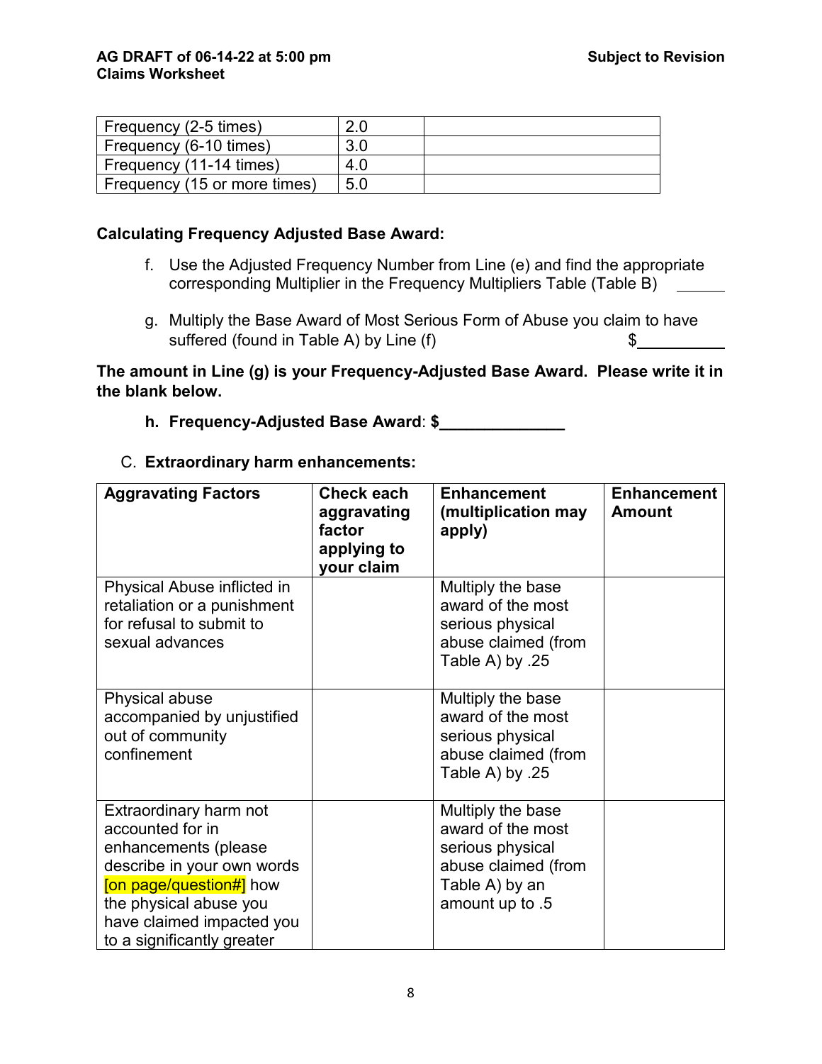| Frequency (2-5 times) | 2.0 | |
|---|---|---|
| Frequency (6-10 times) | 3.0 | |
| Frequency (11-14 times) | 4.0 | |
| Frequency (15 or more times) | 5.0 | |

**Calculating Frequency Adjusted Base Award:**

f. Use the Adjusted Frequency Number from Line (e) and find the appropriate corresponding Multiplier in the Frequency Multipliers Table (Table B) ______

g. Multiply the Base Award of Most Serious Form of Abuse you claim to have suffered (found in Table A) by Line (f) $__________

**The amount in Line (g) is your Frequency-Adjusted Base Award. Please write it in the blank below.**

**h. Frequency-Adjusted Base Award**: **$______________**

C. **Extraordinary harm enhancements:**

| Aggravating Factors | Check each aggravating factor applying to your claim | Enhancement (multiplication may apply) | Enhancement Amount |
|---|---|---|---|
| Physical Abuse inflicted in retaliation or a punishment for refusal to submit to sexual advances | | Multiply the base award of the most serious physical abuse claimed (from Table A) by .25 | |
| Physical abuse accompanied by unjustified out of community confinement | | Multiply the base award of the most serious physical abuse claimed (from Table A) by .25 | |
| Extraordinary harm not accounted for in enhancements (please describe in your own words [on page/question#] how the physical abuse you have claimed impacted you to a significantly greater | | Multiply the base award of the most serious physical abuse claimed (from Table A) by an amount up to .5 | |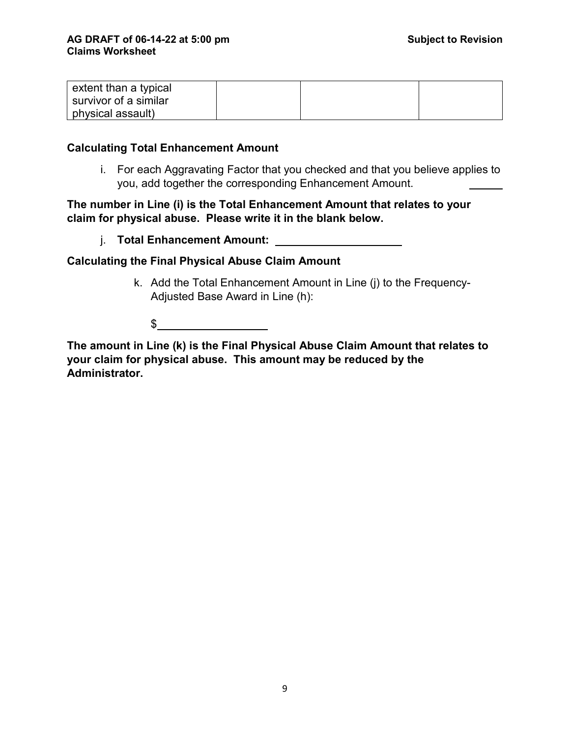| | | | |
|---|---|---|---|
| extent than a typical survivor of a similar physical assault) | | | |

**Calculating Total Enhancement Amount**

i. For each Aggravating Factor that you checked and that you believe applies to you, add together the corresponding Enhancement Amount. ______

**The number in Line (i) is the Total Enhancement Amount that relates to your claim for physical abuse. Please write it in the blank below.**

j. **Total Enhancement Amount:** ____________________

**Calculating the Final Physical Abuse Claim Amount**

k. Add the Total Enhancement Amount in Line (j) to the Frequency-Adjusted Base Award in Line (h):

$__________________

**The amount in Line (k) is the Final Physical Abuse Claim Amount that relates to your claim for physical abuse. This amount may be reduced by the Administrator.**